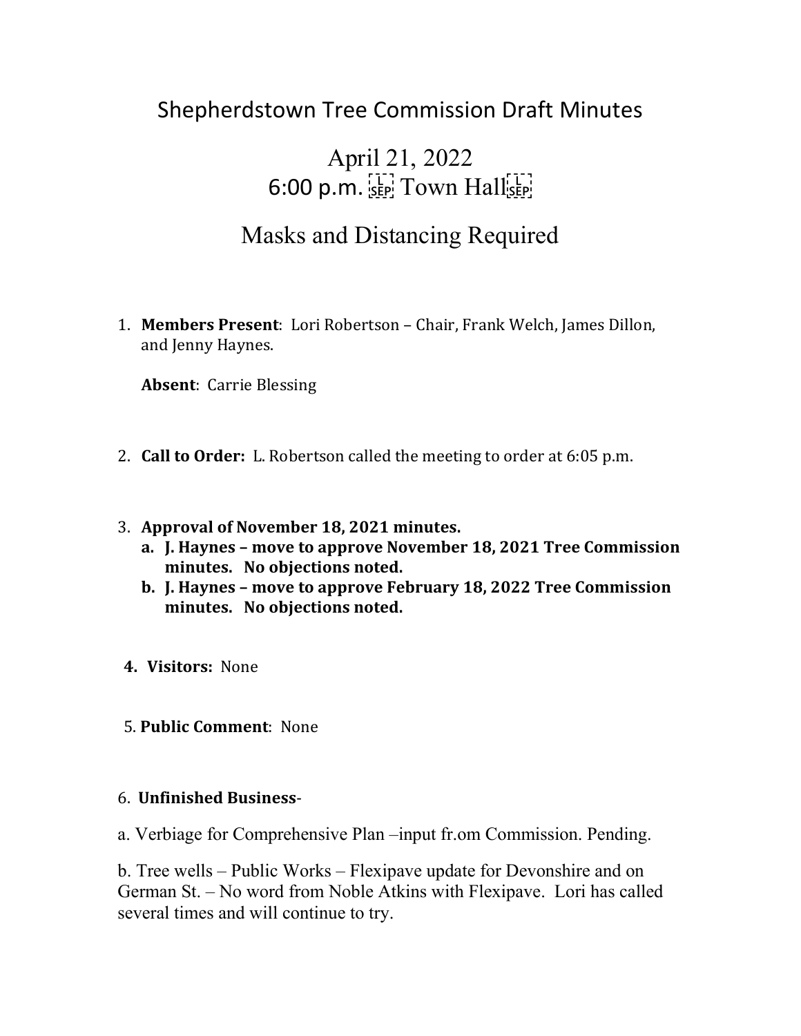# Shepherdstown Tree Commission Draft Minutes

## April 21, 2022
## 6:00 p.m. Town Hall

## Masks and Distancing Required

1. **Members Present**: Lori Robertson – Chair, Frank Welch, James Dillon, and Jenny Haynes.

   **Absent**: Carrie Blessing

2. **Call to Order:** L. Robertson called the meeting to order at 6:05 p.m.

3. **Approval of November 18, 2021 minutes.**
   a. **J. Haynes – move to approve November 18, 2021 Tree Commission minutes. No objections noted.**
   b. **J. Haynes – move to approve February 18, 2022 Tree Commission minutes. No objections noted.**

4. **Visitors:** None

5. **Public Comment**: None

6. **Unfinished Business**-

a. Verbiage for Comprehensive Plan –input fr.om Commission. Pending.

b. Tree wells – Public Works – Flexipave update for Devonshire and on German St. – No word from Noble Atkins with Flexipave. Lori has called several times and will continue to try.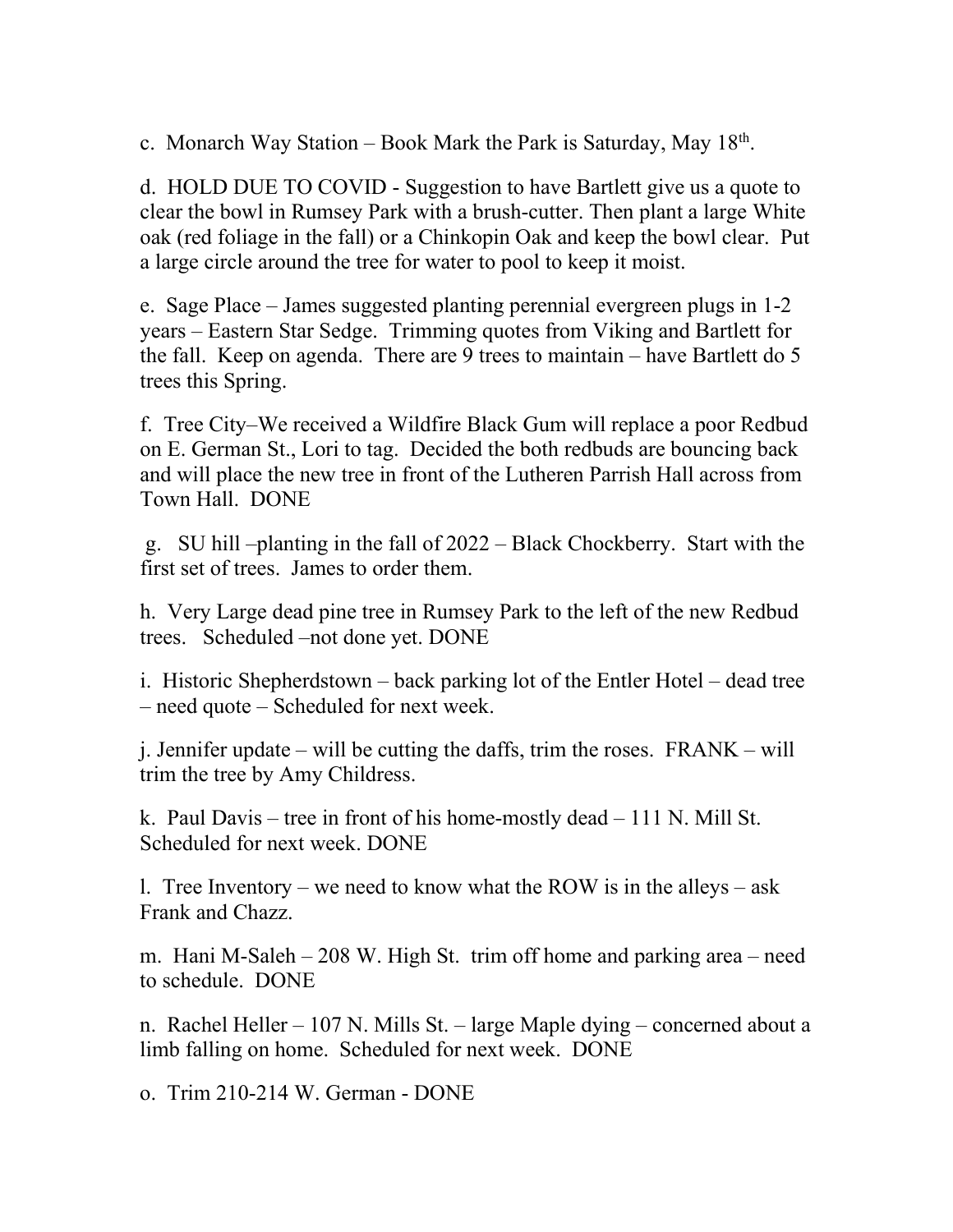c. Monarch Way Station – Book Mark the Park is Saturday, May 18th.

d. HOLD DUE TO COVID - Suggestion to have Bartlett give us a quote to clear the bowl in Rumsey Park with a brush-cutter. Then plant a large White oak (red foliage in the fall) or a Chinkopin Oak and keep the bowl clear. Put a large circle around the tree for water to pool to keep it moist.

e. Sage Place – James suggested planting perennial evergreen plugs in 1-2 years – Eastern Star Sedge. Trimming quotes from Viking and Bartlett for the fall. Keep on agenda. There are 9 trees to maintain – have Bartlett do 5 trees this Spring.

f. Tree City–We received a Wildfire Black Gum will replace a poor Redbud on E. German St., Lori to tag. Decided the both redbuds are bouncing back and will place the new tree in front of the Lutheren Parrish Hall across from Town Hall. DONE

g. SU hill –planting in the fall of 2022 – Black Chockberry. Start with the first set of trees. James to order them.

h. Very Large dead pine tree in Rumsey Park to the left of the new Redbud trees. Scheduled –not done yet. DONE

i. Historic Shepherdstown – back parking lot of the Entler Hotel – dead tree – need quote – Scheduled for next week.

j. Jennifer update – will be cutting the daffs, trim the roses. FRANK – will trim the tree by Amy Childress.

k. Paul Davis – tree in front of his home-mostly dead – 111 N. Mill St. Scheduled for next week. DONE

l. Tree Inventory – we need to know what the ROW is in the alleys – ask Frank and Chazz.

m. Hani M-Saleh – 208 W. High St. trim off home and parking area – need to schedule. DONE

n. Rachel Heller – 107 N. Mills St. – large Maple dying – concerned about a limb falling on home. Scheduled for next week. DONE

o. Trim 210-214 W. German - DONE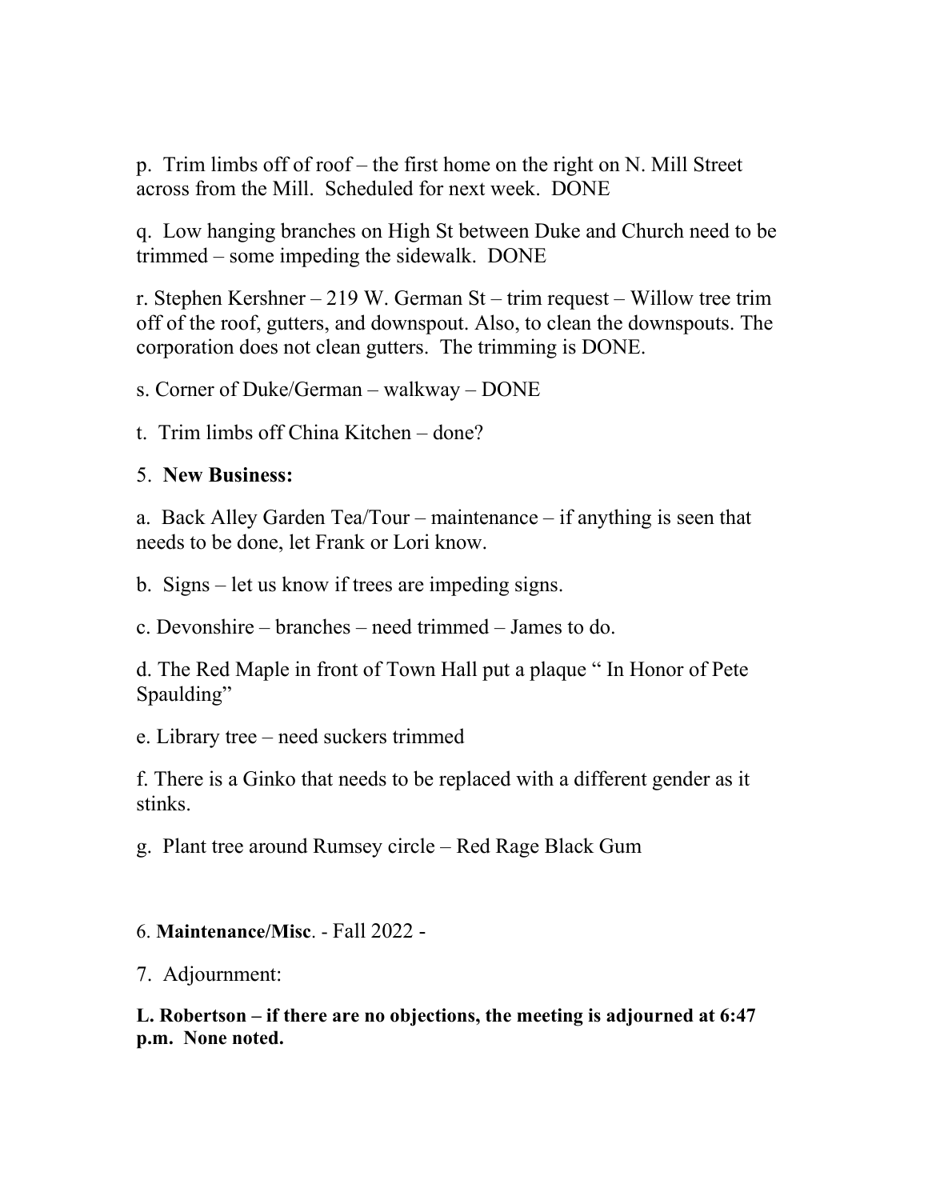p. Trim limbs off of roof – the first home on the right on N. Mill Street across from the Mill. Scheduled for next week. DONE

q. Low hanging branches on High St between Duke and Church need to be trimmed – some impeding the sidewalk. DONE

r. Stephen Kershner – 219 W. German St – trim request – Willow tree trim off of the roof, gutters, and downspout. Also, to clean the downspouts. The corporation does not clean gutters. The trimming is DONE.

s. Corner of Duke/German – walkway – DONE

t. Trim limbs off China Kitchen – done?

5. **New Business:**

a. Back Alley Garden Tea/Tour – maintenance – if anything is seen that needs to be done, let Frank or Lori know.

b. Signs – let us know if trees are impeding signs.

c. Devonshire – branches – need trimmed – James to do.

d. The Red Maple in front of Town Hall put a plaque " In Honor of Pete Spaulding"

e. Library tree – need suckers trimmed

f. There is a Ginko that needs to be replaced with a different gender as it stinks.

g. Plant tree around Rumsey circle – Red Rage Black Gum

6. **Maintenance/Misc**. - Fall 2022 -

7. Adjournment:

**L. Robertson – if there are no objections, the meeting is adjourned at 6:47 p.m. None noted.**